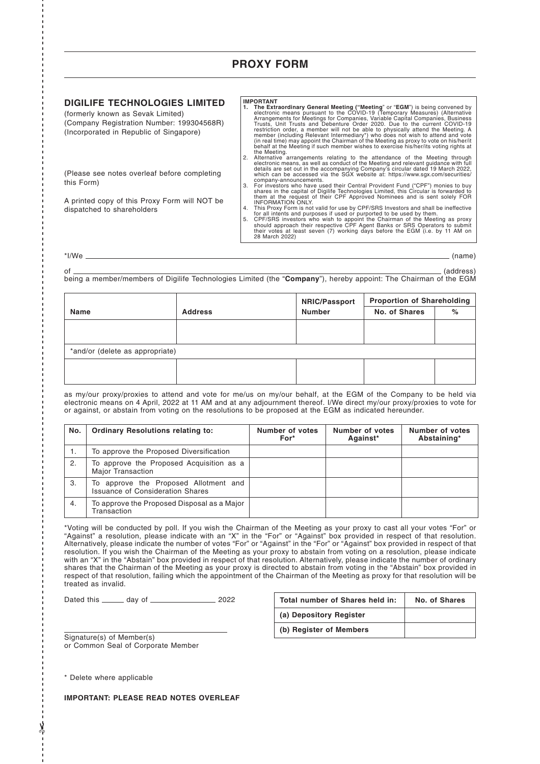# PROXY FORM

**DIGILIFE TECHNOLOGIES LIMITED**
(formerly known as Sevak Limited)
(Company Registration Number: 199304568R)
(Incorporated in Republic of Singapore)

(Please see notes overleaf before completing this Form)

A printed copy of this Proxy Form will NOT be dispatched to shareholders

**IMPORTANT**

1. **The Extraordinary General Meeting ("Meeting" or "EGM")** is being convened by electronic means pursuant to the COVID-19 (Temporary Measures) (Alternative Arrangements for Meetings for Companies, Variable Capital Companies, Business Trusts, Unit Trusts and Debenture Order 2020. Due to the current COVID-19 restriction order, a member will not be able to physically attend the Meeting. A member (including Relevant Intermediary*) who does not wish to attend and vote (in real time) may appoint the Chairman of the Meeting as proxy to vote on his/her/it behalf at the Meeting if such member wishes to exercise his/her/its voting rights at the Meeting.
2. Alternative arrangements relating to the attendance of the Meeting through electronic means, as well as conduct of the Meeting and relevant guidance with full details are set out in the accompanying Company's circular dated 19 March 2022, which can be accessed via the SGX website at: https://www.sgx.com/securities/company-announcements.
3. For investors who have used their Central Provident Fund ("CPF") monies to buy shares in the capital of Digilife Technologies Limited, this Circular is forwarded to them at the request of their CPF Approved Nominees and is sent solely FOR INFORMATION ONLY.
4. This Proxy Form is not valid for use by CPF/SRS Investors and shall be ineffective for all intents and purposes if used or purported to be used by them.
5. CPF/SRS investors who wish to appoint the Chairman of the Meeting as proxy should approach their respective CPF Agent Banks or SRS Operators to submit their votes at least seven (7) working days before the EGM (i.e. by 11 AM on 28 March 2022)

*I/We ____________________________________________ (name)

of ____________________________________________ (address)

being a member/members of Digilife Technologies Limited (the "**Company**"), hereby appoint: The Chairman of the EGM

| Name | Address | NRIC/Passport Number | Proportion of Shareholding | |
|---|---|---|---|---|
| | | | No. of Shares | % |
| | | | | |
| *and/or (delete as appropriate) | | | | |
| | | | | |

as my/our proxy/proxies to attend and vote for me/us on my/our behalf, at the EGM of the Company to be held via electronic means on 4 April, 2022 at 11 AM and at any adjournment thereof. I/We direct my/our proxy/proxies to vote for or against, or abstain from voting on the resolutions to be proposed at the EGM as indicated hereunder.

| No. | Ordinary Resolutions relating to: | Number of votes For* | Number of votes Against* | Number of votes Abstaining* |
|---|---|---|---|---|
| 1. | To approve the Proposed Diversification | | | |
| 2. | To approve the Proposed Acquisition as a Major Transaction | | | |
| 3. | To approve the Proposed Allotment and Issuance of Consideration Shares | | | |
| 4. | To approve the Proposed Disposal as a Major Transaction | | | |

*Voting will be conducted by poll. If you wish the Chairman of the Meeting as your proxy to cast all your votes "For" or "Against" a resolution, please indicate with an "X" in the "For" or "Against" box provided in respect of that resolution. Alternatively, please indicate the number of votes "For" or "Against" in the "For" or "Against" box provided in respect of that resolution. If you wish the Chairman of the Meeting as your proxy to abstain from voting on a resolution, please indicate with an "X" in the "Abstain" box provided in respect of that resolution. Alternatively, please indicate the number of ordinary shares that the Chairman of the Meeting as your proxy is directed to abstain from voting in the "Abstain" box provided in respect of that resolution, failing which the appointment of the Chairman of the Meeting as proxy for that resolution will be treated as invalid.

Dated this ______ day of ________________ 2022

| Total number of Shares held in: | No. of Shares |
|---|---|
| **(a) Depository Register** | |
| **(b) Register of Members** | |

_______________________________
Signature(s) of Member(s)
or Common Seal of Corporate Member

\* Delete where applicable

**IMPORTANT: PLEASE READ NOTES OVERLEAF**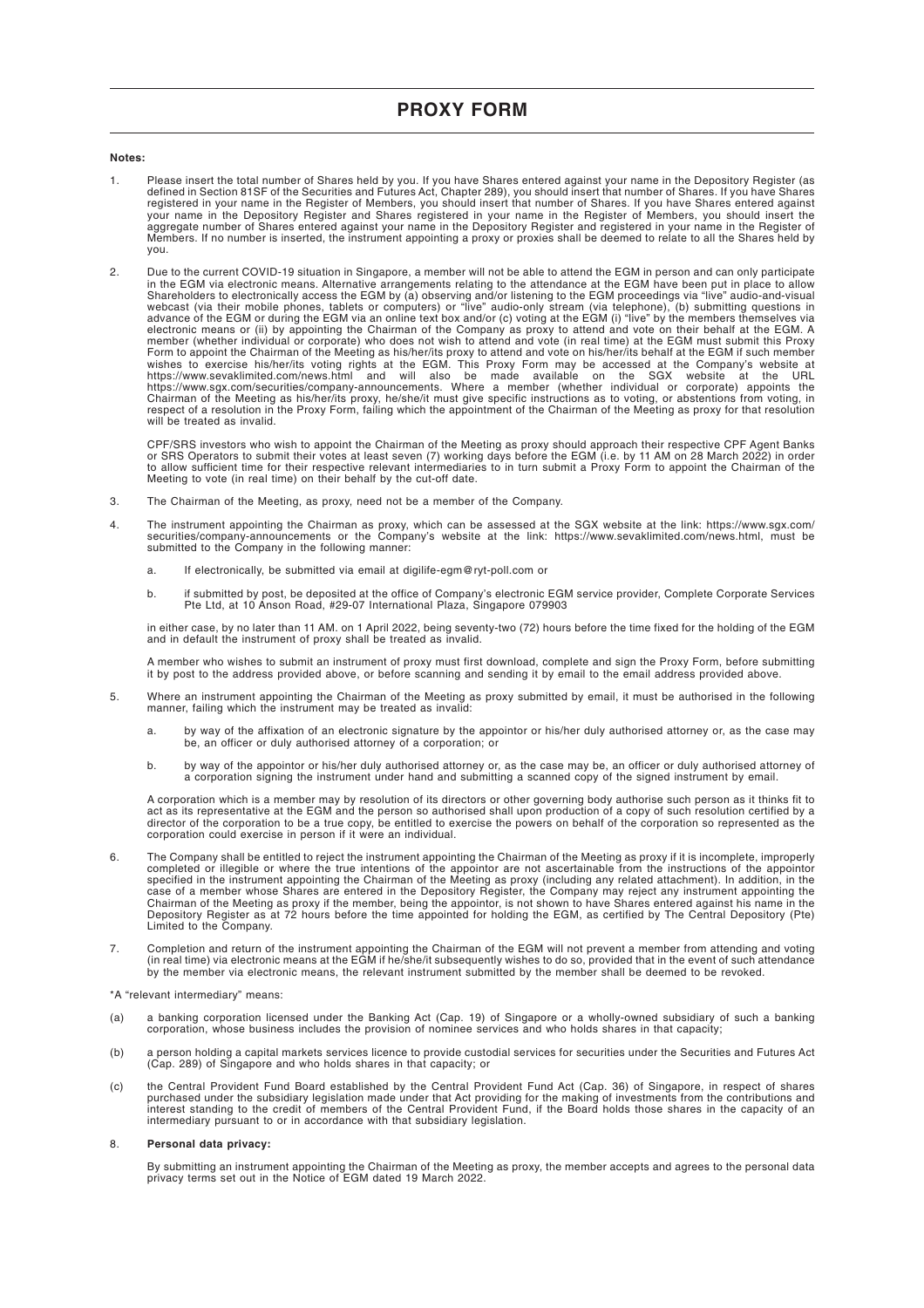# PROXY FORM

**Notes:**

1. Please insert the total number of Shares held by you. If you have Shares entered against your name in the Depository Register (as defined in Section 81SF of the Securities and Futures Act, Chapter 289), you should insert that number of Shares. If you have Shares registered in your name in the Register of Members, you should insert that number of Shares. If you have Shares entered against your name in the Depository Register and Shares registered in your name in the Register of Members, you should insert the aggregate number of Shares entered against your name in the Depository Register and registered in your name in the Register of Members. If no number is inserted, the instrument appointing a proxy or proxies shall be deemed to relate to all the Shares held by you.

2. Due to the current COVID-19 situation in Singapore, a member will not be able to attend the EGM in person and can only participate in the EGM via electronic means. Alternative arrangements relating to the attendance at the EGM have been put in place to allow Shareholders to electronically access the EGM by (a) observing and/or listening to the EGM proceedings via "live" audio-and-visual webcast (via their mobile phones, tablets or computers) or "live" audio-only stream (via telephone), (b) submitting questions in advance of the EGM or during the EGM via an online text box and/or (c) voting at the EGM (i) "live" by the members themselves via electronic means or (ii) by appointing the Chairman of the Company as proxy to attend and vote on their behalf at the EGM. A member (whether individual or corporate) who does not wish to attend and vote (in real time) at the EGM must submit this Proxy Form to appoint the Chairman of the Meeting as his/her/its proxy to attend and vote on his/her/its behalf at the EGM if such member wishes to exercise his/her/its voting rights at the EGM. This Proxy Form may be accessed at the Company's website at https://www.sevaklimited.com/news.html and will also be made available on the SGX website at the URL https://www.sgx.com/securities/company-announcements. Where a member (whether individual or corporate) appoints the Chairman of the Meeting as his/her/its proxy, he/she/it must give specific instructions as to voting, or abstentions from voting, in respect of a resolution in the Proxy Form, failing which the appointment of the Chairman of the Meeting as proxy for that resolution will be treated as invalid.

   CPF/SRS investors who wish to appoint the Chairman of the Meeting as proxy should approach their respective CPF Agent Banks or SRS Operators to submit their votes at least seven (7) working days before the EGM (i.e. by 11 AM on 28 March 2022) in order to allow sufficient time for their respective relevant intermediaries to in turn submit a Proxy Form to appoint the Chairman of the Meeting to vote (in real time) on their behalf by the cut-off date.

3. The Chairman of the Meeting, as proxy, need not be a member of the Company.

4. The instrument appointing the Chairman as proxy, which can be assessed at the SGX website at the link: https://www.sgx.com/securities/company-announcements or the Company's website at the link: https://www.sevaklimited.com/news.html, must be submitted to the Company in the following manner:

   a. If electronically, be submitted via email at digilife-egm@ryt-poll.com or

   b. if submitted by post, be deposited at the office of Company's electronic EGM service provider, Complete Corporate Services Pte Ltd, at 10 Anson Road, #29-07 International Plaza, Singapore 079903

   in either case, by no later than 11 AM. on 1 April 2022, being seventy-two (72) hours before the time fixed for the holding of the EGM and in default the instrument of proxy shall be treated as invalid.

   A member who wishes to submit an instrument of proxy must first download, complete and sign the Proxy Form, before submitting it by post to the address provided above, or before scanning and sending it by email to the email address provided above.

5. Where an instrument appointing the Chairman of the Meeting as proxy submitted by email, it must be authorised in the following manner, failing which the instrument may be treated as invalid:

   a. by way of the affixation of an electronic signature by the appointor or his/her duly authorised attorney or, as the case may be, an officer or duly authorised attorney of a corporation; or

   b. by way of the appointor or his/her duly authorised attorney or, as the case may be, an officer or duly authorised attorney of a corporation signing the instrument under hand and submitting a scanned copy of the signed instrument by email.

   A corporation which is a member may by resolution of its directors or other governing body authorise such person as it thinks fit to act as its representative at the EGM and the person so authorised shall upon production of a copy of such resolution certified by a director of the corporation to be a true copy, be entitled to exercise the powers on behalf of the corporation so represented as the corporation could exercise in person if it were an individual.

6. The Company shall be entitled to reject the instrument appointing the Chairman of the Meeting as proxy if it is incomplete, improperly completed or illegible or where the true intentions of the appointor are not ascertainable from the instructions of the appointor specified in the instrument appointing the Chairman of the Meeting as proxy (including any related attachment). In addition, in the case of a member whose Shares are entered in the Depository Register, the Company may reject any instrument appointing the Chairman of the Meeting as proxy if the member, being the appointor, is not shown to have Shares entered against his name in the Depository Register as at 72 hours before the time appointed for holding the EGM, as certified by The Central Depository (Pte) Limited to the Company.

7. Completion and return of the instrument appointing the Chairman of the EGM will not prevent a member from attending and voting (in real time) via electronic means at the EGM if he/she/it subsequently wishes to do so, provided that in the event of such attendance by the member via electronic means, the relevant instrument submitted by the member shall be deemed to be revoked.

*A "relevant intermediary" means:

(a) a banking corporation licensed under the Banking Act (Cap. 19) of Singapore or a wholly-owned subsidiary of such a banking corporation, whose business includes the provision of nominee services and who holds shares in that capacity;

(b) a person holding a capital markets services licence to provide custodial services for securities under the Securities and Futures Act (Cap. 289) of Singapore and who holds shares in that capacity; or

(c) the Central Provident Fund Board established by the Central Provident Fund Act (Cap. 36) of Singapore, in respect of shares purchased under the subsidiary legislation made under that Act providing for the making of investments from the contributions and interest standing to the credit of members of the Central Provident Fund, if the Board holds those shares in the capacity of an intermediary pursuant to or in accordance with that subsidiary legislation.

8. **Personal data privacy:**

   By submitting an instrument appointing the Chairman of the Meeting as proxy, the member accepts and agrees to the personal data privacy terms set out in the Notice of EGM dated 19 March 2022.